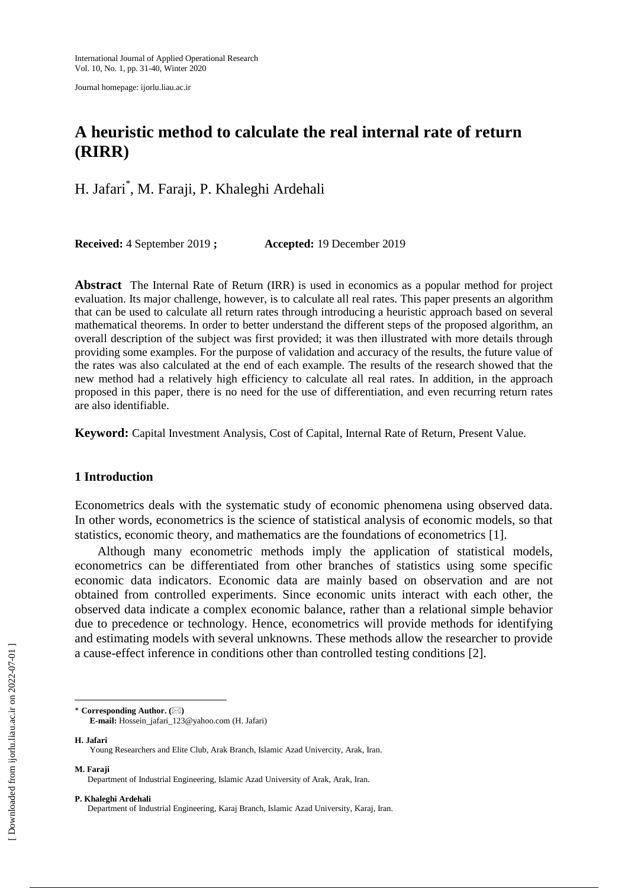# A heuristic method to calculate the real internal rate of return (RIRR)

H. Jafari*, M. Faraji, P. Khaleghi Ardehali

**Received:** 4 September 2019 **;** **Accepted:** 19 December 2019

**Abstract** The Internal Rate of Return (IRR) is used in economics as a popular method for project evaluation. Its major challenge, however, is to calculate all real rates. This paper presents an algorithm that can be used to calculate all return rates through introducing a heuristic approach based on several mathematical theorems. In order to better understand the different steps of the proposed algorithm, an overall description of the subject was first provided; it was then illustrated with more details through providing some examples. For the purpose of validation and accuracy of the results, the future value of the rates was also calculated at the end of each example. The results of the research showed that the new method had a relatively high efficiency to calculate all real rates. In addition, in the approach proposed in this paper, there is no need for the use of differentiation, and even recurring return rates are also identifiable.

**Keyword:** Capital Investment Analysis, Cost of Capital, Internal Rate of Return, Present Value.

## 1 Introduction

Econometrics deals with the systematic study of economic phenomena using observed data. In other words, econometrics is the science of statistical analysis of economic models, so that statistics, economic theory, and mathematics are the foundations of econometrics [1].

Although many econometric methods imply the application of statistical models, econometrics can be differentiated from other branches of statistics using some specific economic data indicators. Economic data are mainly based on observation and are not obtained from controlled experiments. Since economic units interact with each other, the observed data indicate a complex economic balance, rather than a relational simple behavior due to precedence or technology. Hence, econometrics will provide methods for identifying and estimating models with several unknowns. These methods allow the researcher to provide a cause-effect inference in conditions other than controlled testing conditions [2].

---

* **Corresponding Author. (✉)**
**E-mail:** Hossein_jafari_123@yahoo.com (H. Jafari)

**H. Jafari**
Young Researchers and Elite Club, Arak Branch, Islamic Azad Univercity, Arak, Iran.

**M. Faraji**
Department of Industrial Engineering, Islamic Azad University of Arak, Arak, Iran.

**P. Khaleghi Ardehali**
Department of Industrial Engineering, Karaj Branch, Islamic Azad University, Karaj, Iran.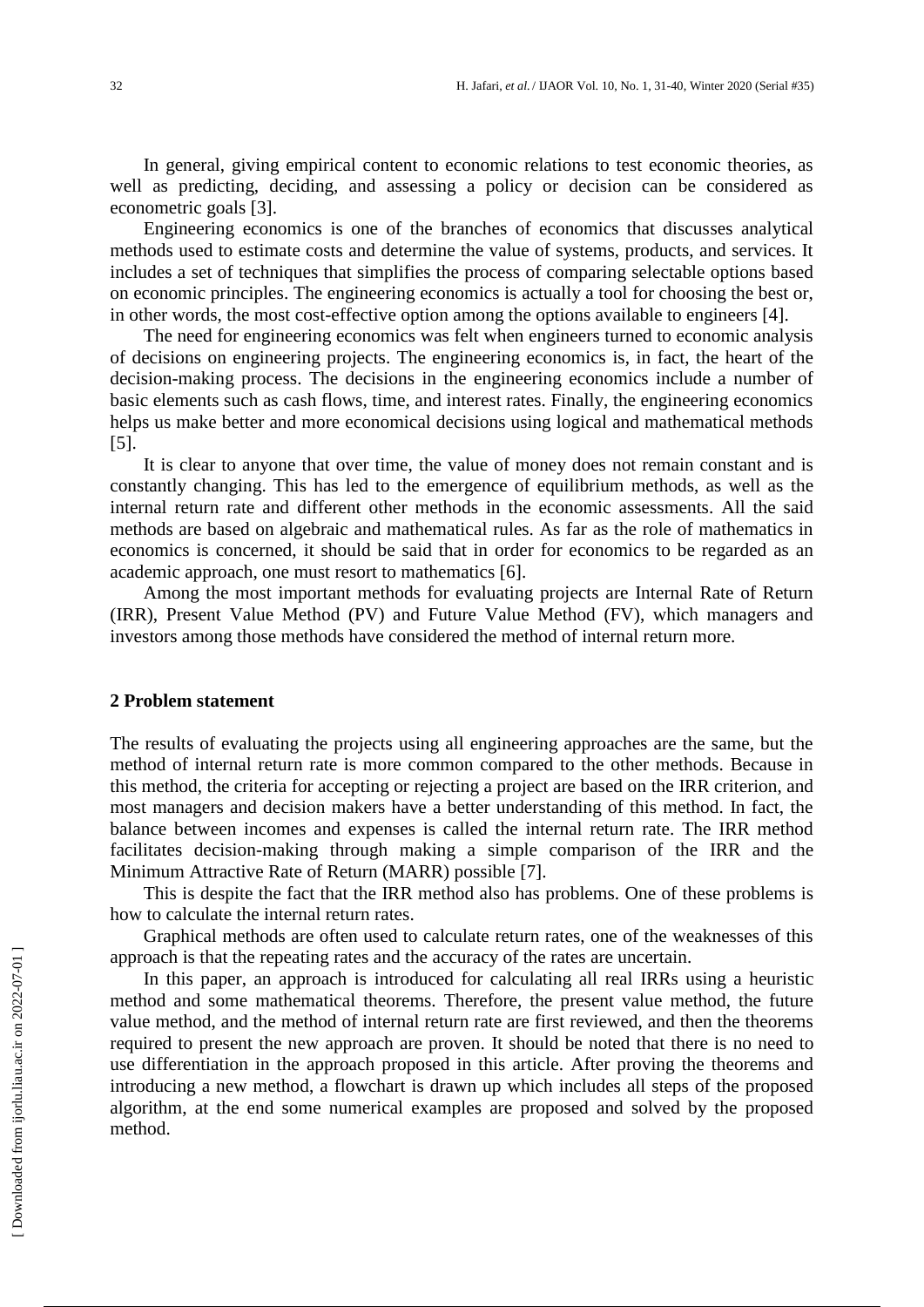In general, giving empirical content to economic relations to test economic theories, as well as predicting, deciding, and assessing a policy or decision can be considered as econometric goals [3].

Engineering economics is one of the branches of economics that discusses analytical methods used to estimate costs and determine the value of systems, products, and services. It includes a set of techniques that simplifies the process of comparing selectable options based on economic principles. The engineering economics is actually a tool for choosing the best or, in other words, the most cost-effective option among the options available to engineers [4].

The need for engineering economics was felt when engineers turned to economic analysis of decisions on engineering projects. The engineering economics is, in fact, the heart of the decision-making process. The decisions in the engineering economics include a number of basic elements such as cash flows, time, and interest rates. Finally, the engineering economics helps us make better and more economical decisions using logical and mathematical methods [5].

It is clear to anyone that over time, the value of money does not remain constant and is constantly changing. This has led to the emergence of equilibrium methods, as well as the internal return rate and different other methods in the economic assessments. All the said methods are based on algebraic and mathematical rules. As far as the role of mathematics in economics is concerned, it should be said that in order for economics to be regarded as an academic approach, one must resort to mathematics [6].

Among the most important methods for evaluating projects are Internal Rate of Return (IRR), Present Value Method (PV) and Future Value Method (FV), which managers and investors among those methods have considered the method of internal return more.

## 2 Problem statement

The results of evaluating the projects using all engineering approaches are the same, but the method of internal return rate is more common compared to the other methods. Because in this method, the criteria for accepting or rejecting a project are based on the IRR criterion, and most managers and decision makers have a better understanding of this method. In fact, the balance between incomes and expenses is called the internal return rate. The IRR method facilitates decision-making through making a simple comparison of the IRR and the Minimum Attractive Rate of Return (MARR) possible [7].

This is despite the fact that the IRR method also has problems. One of these problems is how to calculate the internal return rates.

Graphical methods are often used to calculate return rates, one of the weaknesses of this approach is that the repeating rates and the accuracy of the rates are uncertain.

In this paper, an approach is introduced for calculating all real IRRs using a heuristic method and some mathematical theorems. Therefore, the present value method, the future value method, and the method of internal return rate are first reviewed, and then the theorems required to present the new approach are proven. It should be noted that there is no need to use differentiation in the approach proposed in this article. After proving the theorems and introducing a new method, a flowchart is drawn up which includes all steps of the proposed algorithm, at the end some numerical examples are proposed and solved by the proposed method.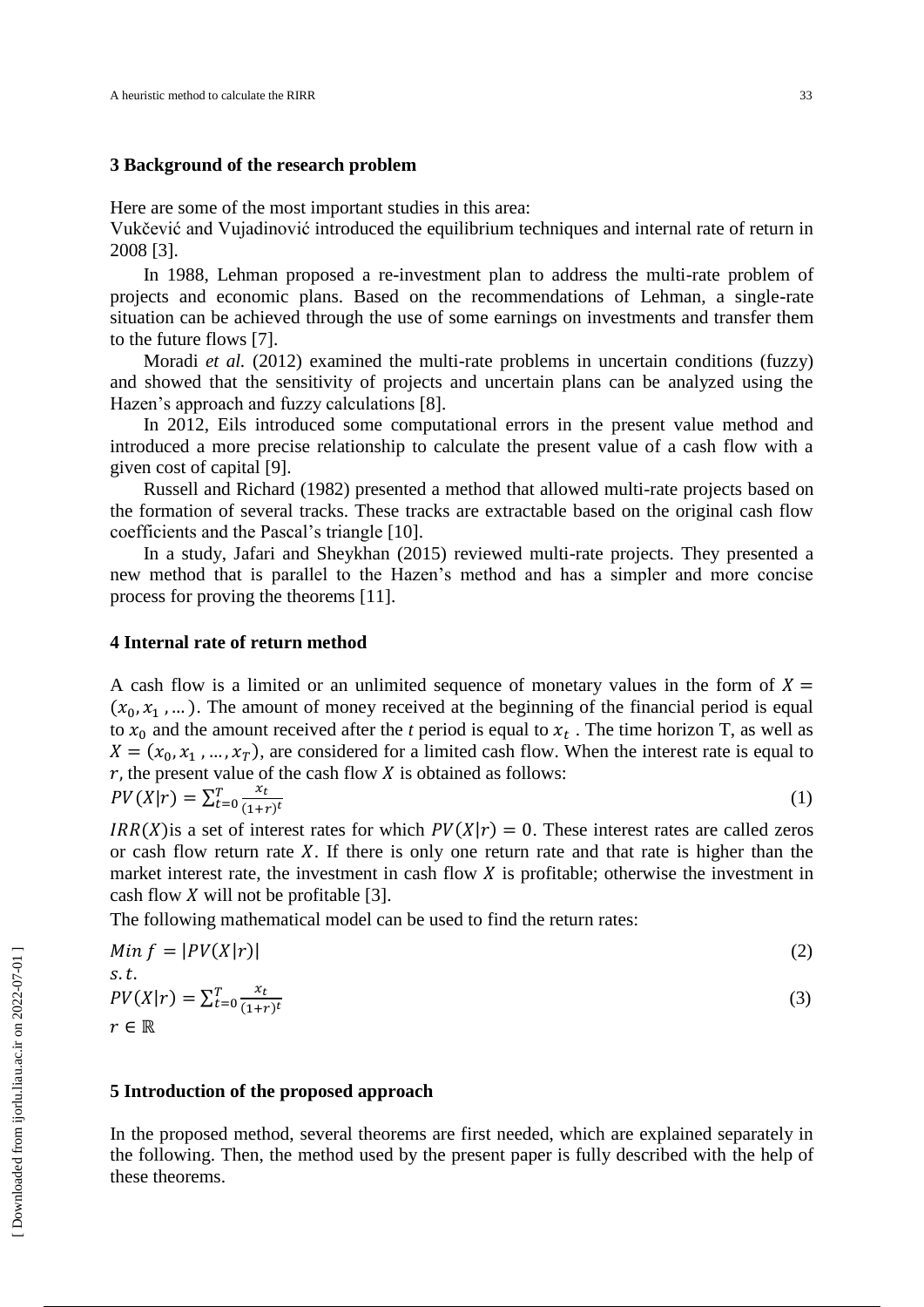## 3 Background of the research problem

Here are some of the most important studies in this area:
Vukčević and Vujadinović introduced the equilibrium techniques and internal rate of return in 2008 [3].

In 1988, Lehman proposed a re-investment plan to address the multi-rate problem of projects and economic plans. Based on the recommendations of Lehman, a single-rate situation can be achieved through the use of some earnings on investments and transfer them to the future flows [7].

Moradi *et al.* (2012) examined the multi-rate problems in uncertain conditions (fuzzy) and showed that the sensitivity of projects and uncertain plans can be analyzed using the Hazen's approach and fuzzy calculations [8].

In 2012, Eils introduced some computational errors in the present value method and introduced a more precise relationship to calculate the present value of a cash flow with a given cost of capital [9].

Russell and Richard (1982) presented a method that allowed multi-rate projects based on the formation of several tracks. These tracks are extractable based on the original cash flow coefficients and the Pascal's triangle [10].

In a study, Jafari and Sheykhan (2015) reviewed multi-rate projects. They presented a new method that is parallel to the Hazen's method and has a simpler and more concise process for proving the theorems [11].

## 4 Internal rate of return method

A cash flow is a limited or an unlimited sequence of monetary values in the form of $X = (x_0, x_1, \ldots)$. The amount of money received at the beginning of the financial period is equal to $x_0$ and the amount received after the *t* period is equal to $x_t$. The time horizon T, as well as $X = (x_0, x_1, \ldots, x_T)$, are considered for a limited cash flow. When the interest rate is equal to $r$, the present value of the cash flow $X$ is obtained as follows:

$$PV(X|r) = \sum_{t=0}^{T} \frac{x_t}{(1+r)^t} \tag{1}$$

$IRR(X)$ is a set of interest rates for which $PV(X|r) = 0$. These interest rates are called zeros or cash flow return rate $X$. If there is only one return rate and that rate is higher than the market interest rate, the investment in cash flow $X$ is profitable; otherwise the investment in cash flow $X$ will not be profitable [3].

The following mathematical model can be used to find the return rates:

$$Min\ f = |PV(X|r)| \tag{2}$$

$$s.t.$$

$$PV(X|r) = \sum_{t=0}^{T} \frac{x_t}{(1+r)^t} \tag{3}$$

$$r \in \mathbb{R}$$

## 5 Introduction of the proposed approach

In the proposed method, several theorems are first needed, which are explained separately in the following. Then, the method used by the present paper is fully described with the help of these theorems.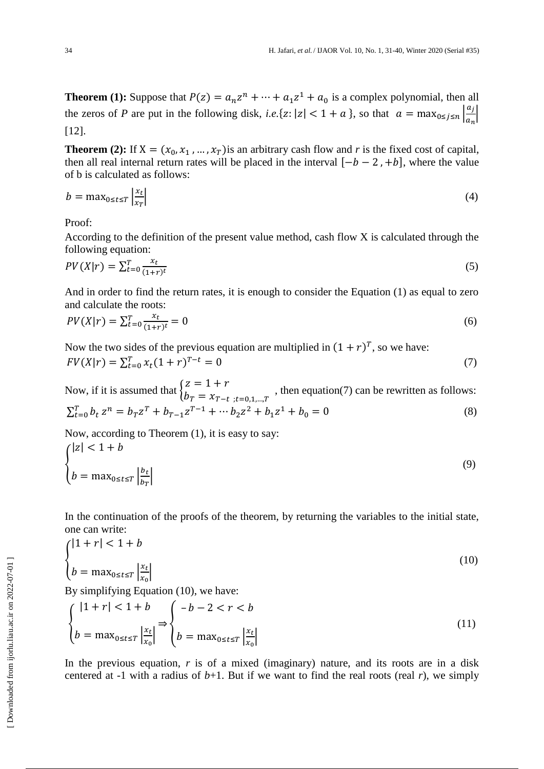**Theorem (1):** Suppose that $P(z) = a_n z^n + \cdots + a_1 z^1 + a_0$ is a complex polynomial, then all the zeros of $P$ are put in the following disk, *i.e.*$\{z: |z| < 1 + a\}$, so that $a = \max_{0 \le j \le n} \left|\frac{a_j}{a_n}\right|$ [12].

**Theorem (2):** If $X = (x_0, x_1, \ldots, x_T)$ is an arbitrary cash flow and *r* is the fixed cost of capital, then all real internal return rates will be placed in the interval $[-b-2, +b]$, where the value of b is calculated as follows:

$$b = \max_{0 \le t \le T} \left|\frac{x_t}{x_T}\right| \tag{4}$$

Proof:

According to the definition of the present value method, cash flow X is calculated through the following equation:

$$PV(X|r) = \sum_{t=0}^{T} \frac{x_t}{(1+r)^t} \tag{5}$$

And in order to find the return rates, it is enough to consider the Equation (1) as equal to zero and calculate the roots:

$$PV(X|r) = \sum_{t=0}^{T} \frac{x_t}{(1+r)^t} = 0 \tag{6}$$

Now the two sides of the previous equation are multiplied in $(1+r)^T$, so we have:

$$FV(X|r) = \sum_{t=0}^{T} x_t (1+r)^{T-t} = 0 \tag{7}$$

Now, if it is assumed that $\begin{cases} z = 1 + r \\ b_T = x_{T-t\ ;t=0,1,\ldots,T} \end{cases}$, then equation(7) can be rewritten as follows:

$$\sum_{t=0}^{T} b_t\, z^n = b_T z^T + b_{T-1} z^{T-1} + \cdots b_2 z^2 + b_1 z^1 + b_0 = 0 \tag{8}$$

Now, according to Theorem (1), it is easy to say:

$$\begin{cases} |z| < 1 + b \\ b = \max_{0 \le t \le T} \left|\frac{b_t}{b_T}\right| \end{cases} \tag{9}$$

In the continuation of the proofs of the theorem, by returning the variables to the initial state, one can write:

$$\begin{cases} |1 + r| < 1 + b \\ b = \max_{0 \le t \le T} \left|\frac{x_t}{x_0}\right| \end{cases} \tag{10}$$

By simplifying Equation (10), we have:

$$\begin{cases} |1 + r| < 1 + b \\ b = \max_{0 \le t \le T} \left|\frac{x_t}{x_0}\right| \end{cases} \Rightarrow \begin{cases} -b - 2 < r < b \\ b = \max_{0 \le t \le T} \left|\frac{x_t}{x_0}\right| \end{cases} \tag{11}$$

In the previous equation, *r* is of a mixed (imaginary) nature, and its roots are in a disk centered at -1 with a radius of *b*+1. But if we want to find the real roots (real *r*), we simply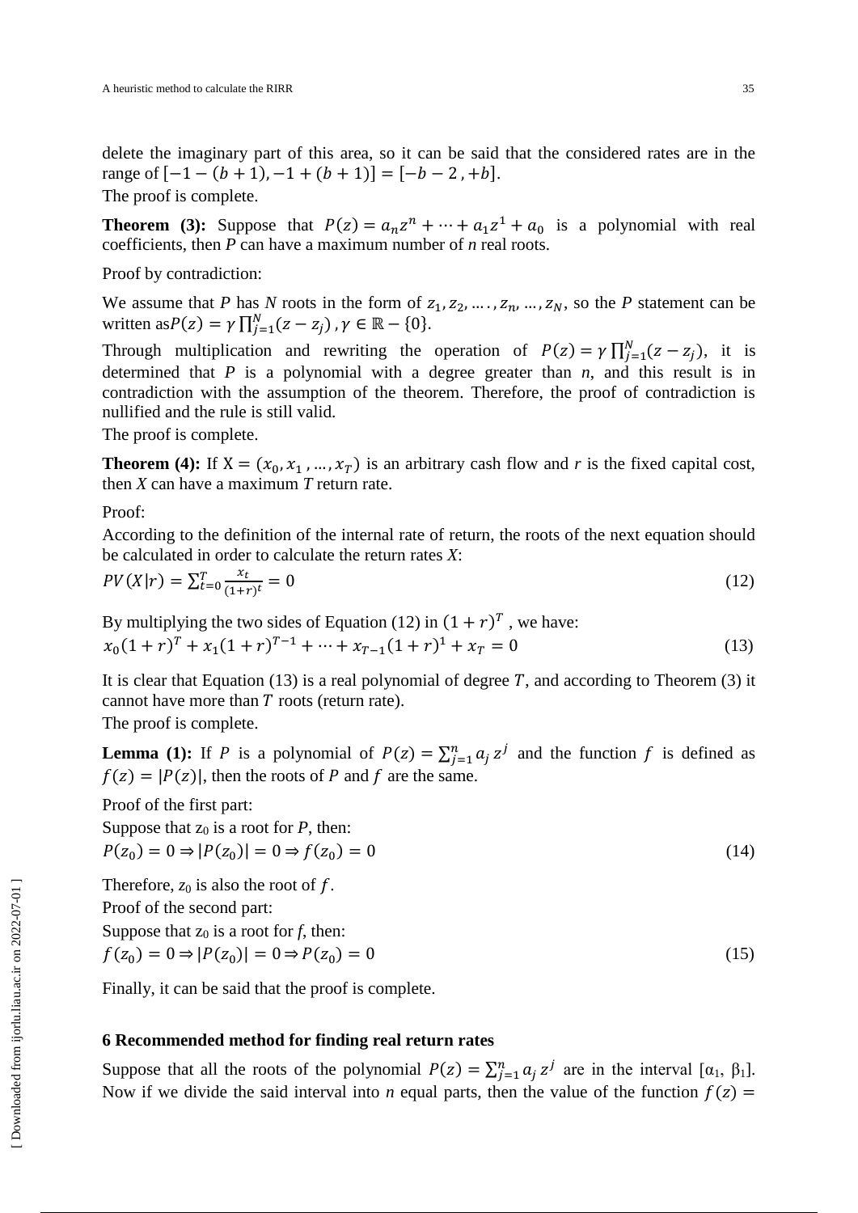delete the imaginary part of this area, so it can be said that the considered rates are in the range of $[-1-(b+1), -1+(b+1)] = [-b-2, +b]$.

The proof is complete.

**Theorem (3):** Suppose that $P(z) = a_n z^n + \cdots + a_1 z^1 + a_0$ is a polynomial with real coefficients, then *P* can have a maximum number of *n* real roots.

Proof by contradiction:

We assume that *P* has *N* roots in the form of $z_1, z_2, \ldots, z_n, \ldots, z_N$, so the *P* statement can be written as $P(z) = \gamma \prod_{j=1}^{N}(z - z_j)$, $\gamma \in \mathbb{R} - \{0\}$.

Through multiplication and rewriting the operation of $P(z) = \gamma \prod_{j=1}^{N}(z - z_j)$, it is determined that *P* is a polynomial with a degree greater than *n*, and this result is in contradiction with the assumption of the theorem. Therefore, the proof of contradiction is nullified and the rule is still valid.

The proof is complete.

**Theorem (4):** If $X = (x_0, x_1, \ldots, x_T)$ is an arbitrary cash flow and *r* is the fixed capital cost, then *X* can have a maximum *T* return rate.

Proof:

According to the definition of the internal rate of return, the roots of the next equation should be calculated in order to calculate the return rates *X*:

$$PV(X|r) = \sum_{t=0}^{T} \frac{x_t}{(1+r)^t} = 0 \tag{12}$$

By multiplying the two sides of Equation (12) in $(1+r)^T$, we have:

$$x_0(1+r)^T + x_1(1+r)^{T-1} + \cdots + x_{T-1}(1+r)^1 + x_T = 0 \tag{13}$$

It is clear that Equation (13) is a real polynomial of degree $T$, and according to Theorem (3) it cannot have more than $T$ roots (return rate).

The proof is complete.

**Lemma (1):** If $P$ is a polynomial of $P(z) = \sum_{j=1}^{n} a_j z^j$ and the function $f$ is defined as $f(z) = |P(z)|$, then the roots of $P$ and $f$ are the same.

Proof of the first part:

Suppose that $z_0$ is a root for *P*, then:

$$P(z_0) = 0 \Rightarrow |P(z_0)| = 0 \Rightarrow f(z_0) = 0 \tag{14}$$

Therefore, $z_0$ is also the root of $f$.

Proof of the second part:

Suppose that $z_0$ is a root for *f*, then:

$$f(z_0) = 0 \Rightarrow |P(z_0)| = 0 \Rightarrow P(z_0) = 0 \tag{15}$$

Finally, it can be said that the proof is complete.

## 6 Recommended method for finding real return rates

Suppose that all the roots of the polynomial $P(z) = \sum_{j=1}^{n} a_j z^j$ are in the interval $[\alpha_1, \beta_1]$. Now if we divide the said interval into *n* equal parts, then the value of the function $f(z) =$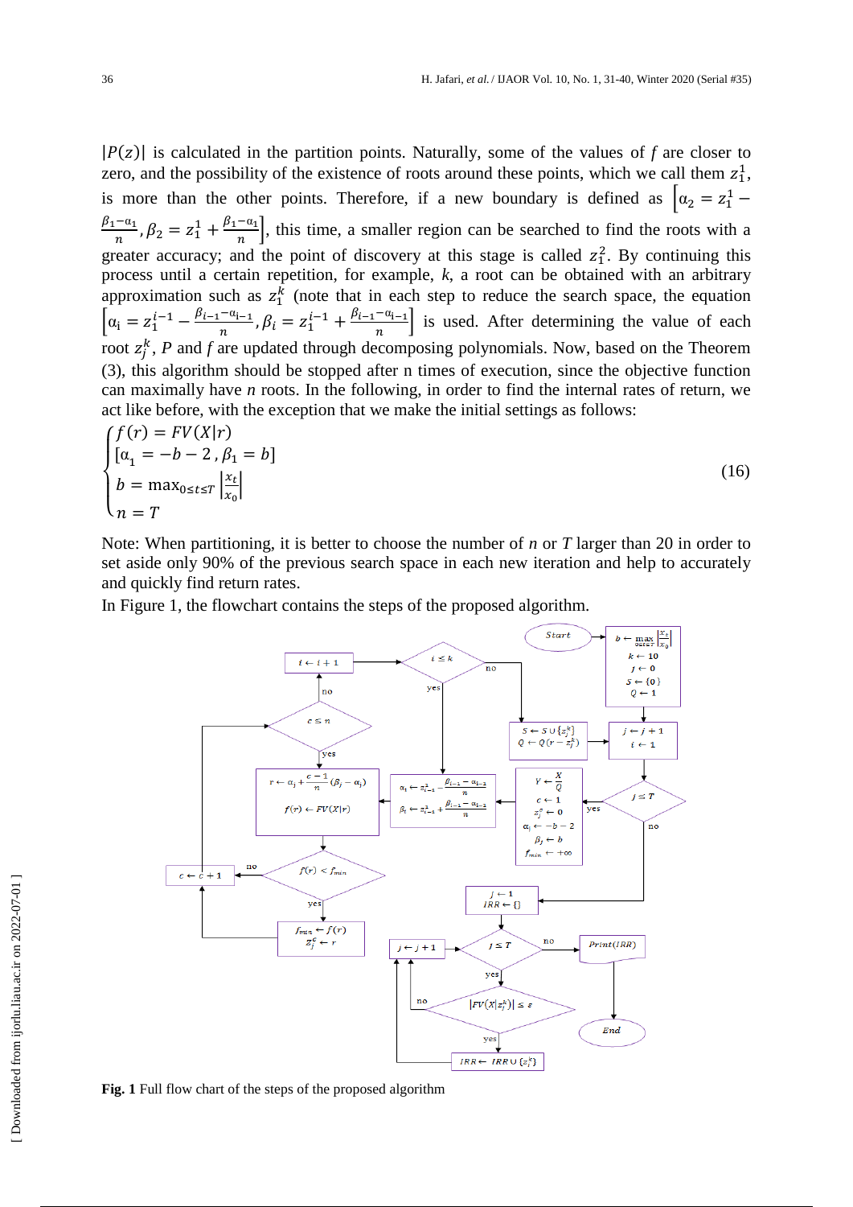$|P(z)|$ is calculated in the partition points. Naturally, some of the values of $f$ are closer to zero, and the possibility of the existence of roots around these points, which we call them $z_1^1$, is more than the other points. Therefore, if a new boundary is defined as $\left[\alpha_2 = z_1^1 - \frac{\beta_1-\alpha_1}{n}, \beta_2 = z_1^1 + \frac{\beta_1-\alpha_1}{n}\right]$, this time, a smaller region can be searched to find the roots with a greater accuracy; and the point of discovery at this stage is called $z_1^2$. By continuing this process until a certain repetition, for example, $k$, a root can be obtained with an arbitrary approximation such as $z_1^k$ (note that in each step to reduce the search space, the equation $\left[\alpha_i = z_1^{i-1} - \frac{\beta_{i-1}-\alpha_{i-1}}{n}, \beta_i = z_1^{i-1} + \frac{\beta_{i-1}-\alpha_{i-1}}{n}\right]$ is used. After determining the value of each root $z_j^k$, $P$ and $f$ are updated through decomposing polynomials. Now, based on the Theorem (3), this algorithm should be stopped after n times of execution, since the objective function can maximally have $n$ roots. In the following, in order to find the internal rates of return, we act like before, with the exception that we make the initial settings as follows:

$$\begin{cases} f(r) = FV(X|r) \\ [\alpha_1 = -b-2\,, \beta_1 = b] \\ b = \max_{0 \le t \le T} \left|\frac{x_t}{x_0}\right| \\ n = T \end{cases} \tag{16}$$

Note: When partitioning, it is better to choose the number of $n$ or $T$ larger than 20 in order to set aside only 90% of the previous search space in each new iteration and help to accurately and quickly find return rates.

In Figure 1, the flowchart contains the steps of the proposed algorithm.

**Fig. 1** Full flow chart of the steps of the proposed algorithm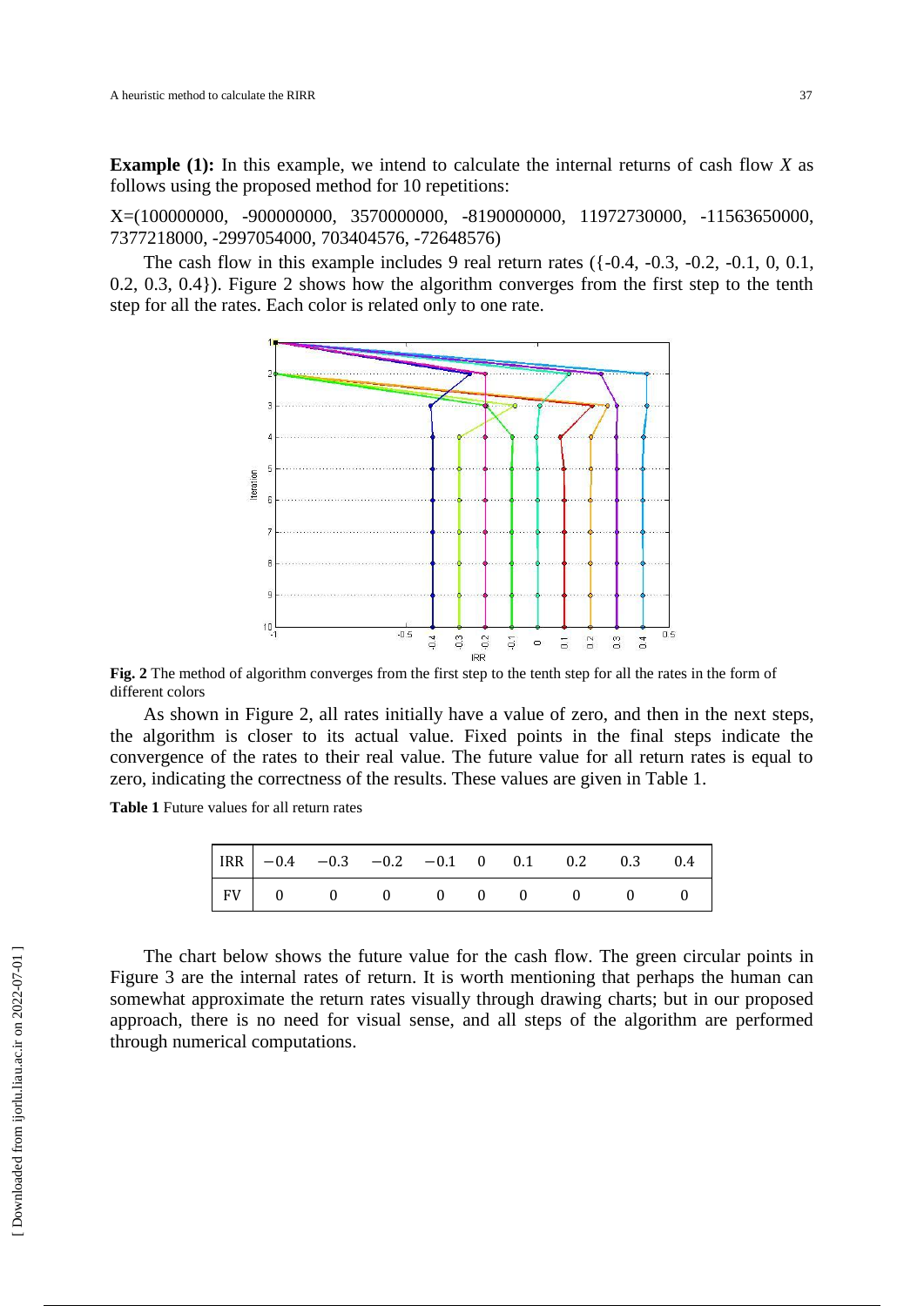**Example (1):** In this example, we intend to calculate the internal returns of cash flow *X* as follows using the proposed method for 10 repetitions:

X=(100000000, -900000000, 3570000000, -8190000000, 11972730000, -11563650000, 7377218000, -2997054000, 703404576, -72648576)

The cash flow in this example includes 9 real return rates ({-0.4, -0.3, -0.2, -0.1, 0, 0.1, 0.2, 0.3, 0.4}). Figure 2 shows how the algorithm converges from the first step to the tenth step for all the rates. Each color is related only to one rate.

**Fig. 2** The method of algorithm converges from the first step to the tenth step for all the rates in the form of different colors

As shown in Figure 2, all rates initially have a value of zero, and then in the next steps, the algorithm is closer to its actual value. Fixed points in the final steps indicate the convergence of the rates to their real value. The future value for all return rates is equal to zero, indicating the correctness of the results. These values are given in Table 1.

**Table 1** Future values for all return rates

| IRR | $-0.4$ | $-0.3$ | $-0.2$ | $-0.1$ | 0 | 0.1 | 0.2 | 0.3 | 0.4 |
|---|---|---|---|---|---|---|---|---|---|
| FV | 0 | 0 | 0 | 0 | 0 | 0 | 0 | 0 | 0 |

The chart below shows the future value for the cash flow. The green circular points in Figure 3 are the internal rates of return. It is worth mentioning that perhaps the human can somewhat approximate the return rates visually through drawing charts; but in our proposed approach, there is no need for visual sense, and all steps of the algorithm are performed through numerical computations.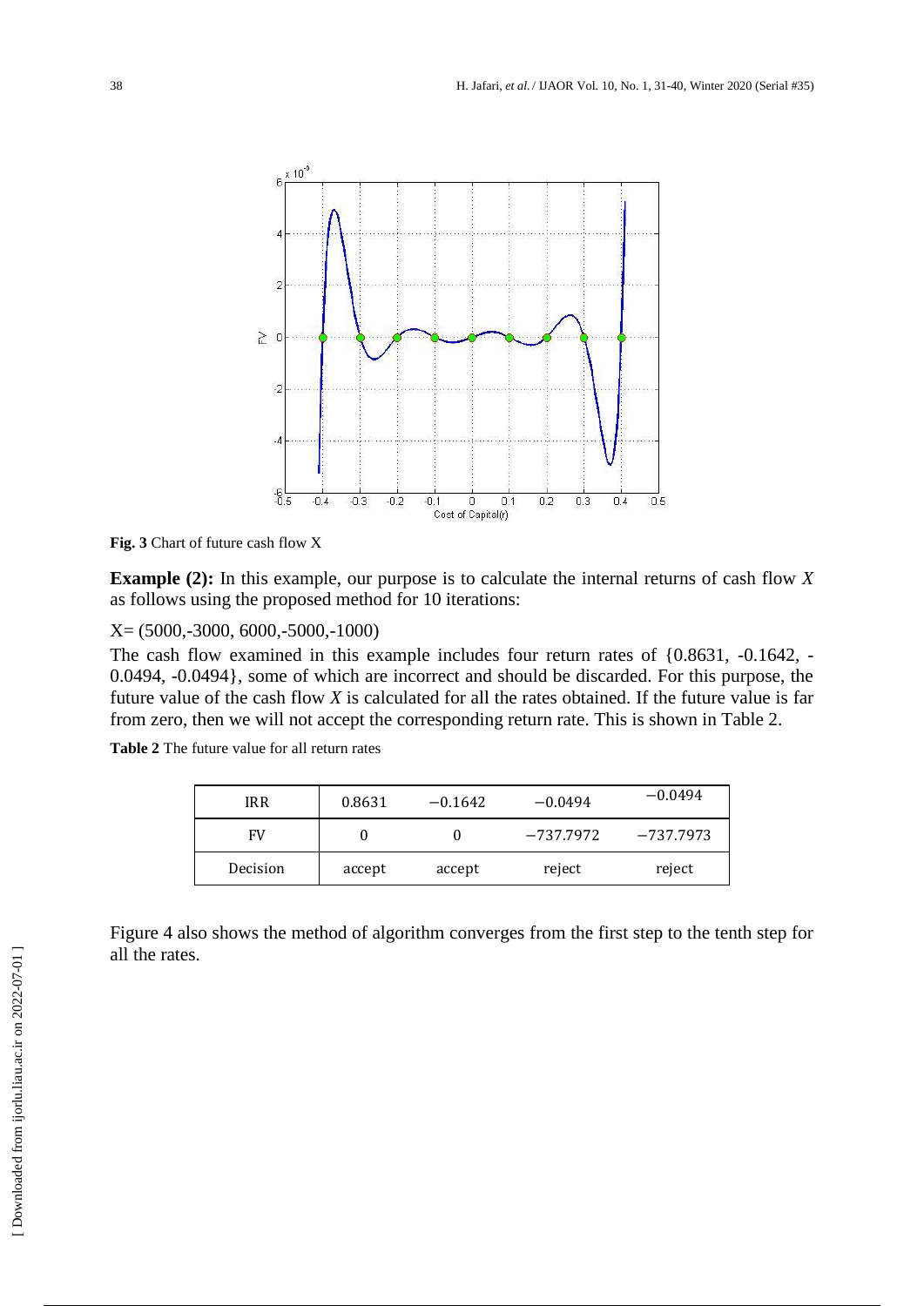**Fig. 3** Chart of future cash flow X

**Example (2):** In this example, our purpose is to calculate the internal returns of cash flow *X* as follows using the proposed method for 10 iterations:

X= (5000,-3000, 6000,-5000,-1000)

The cash flow examined in this example includes four return rates of {0.8631, -0.1642, -0.0494, -0.0494}, some of which are incorrect and should be discarded. For this purpose, the future value of the cash flow *X* is calculated for all the rates obtained. If the future value is far from zero, then we will not accept the corresponding return rate. This is shown in Table 2.

**Table 2** The future value for all return rates

| IRR | 0.8631 | −0.1642 | −0.0494 | −0.0494 |
|---|---|---|---|---|
| FV | 0 | 0 | −737.7972 | −737.7973 |
| Decision | accept | accept | reject | reject |

Figure 4 also shows the method of algorithm converges from the first step to the tenth step for all the rates.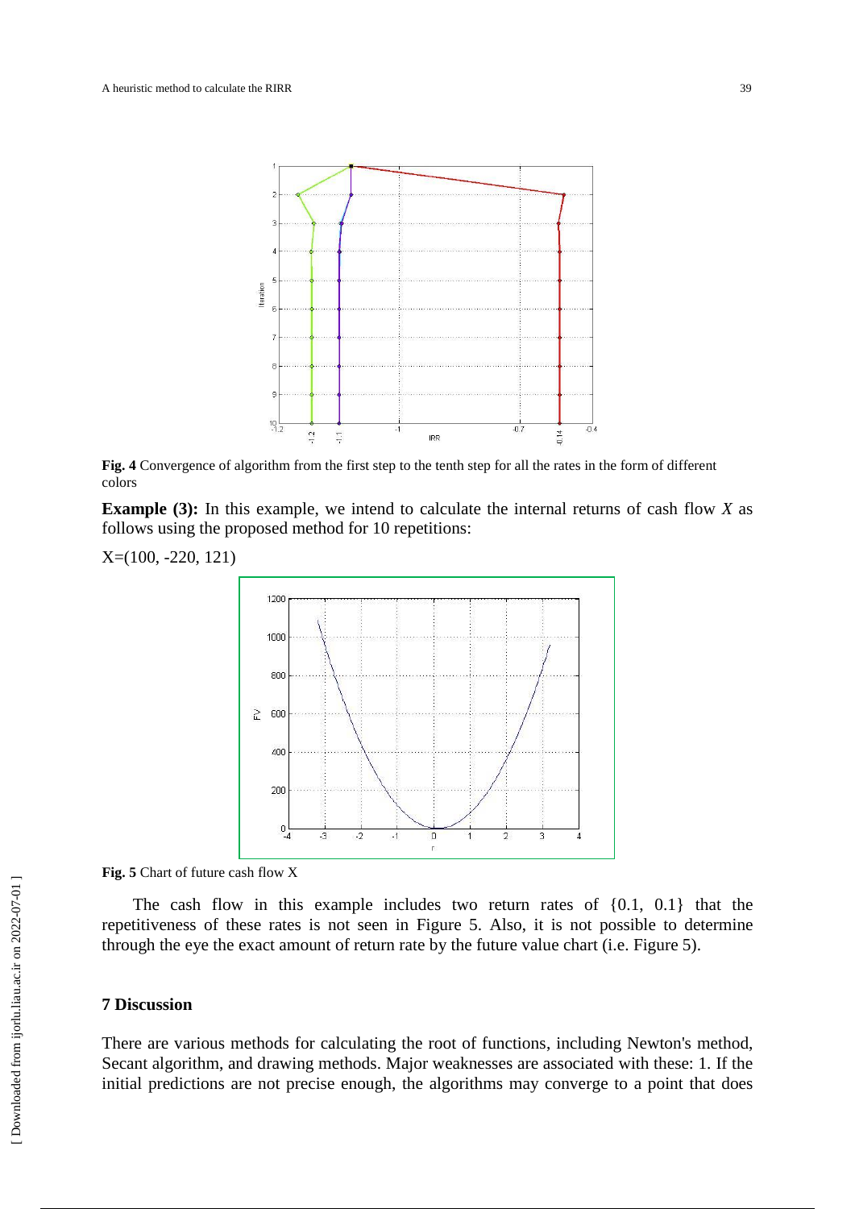**Fig. 4** Convergence of algorithm from the first step to the tenth step for all the rates in the form of different colors

**Example (3):** In this example, we intend to calculate the internal returns of cash flow *X* as follows using the proposed method for 10 repetitions:

X=(100, -220, 121)

**Fig. 5** Chart of future cash flow X

The cash flow in this example includes two return rates of {0.1, 0.1} that the repetitiveness of these rates is not seen in Figure 5. Also, it is not possible to determine through the eye the exact amount of return rate by the future value chart (i.e. Figure 5).

## 7 Discussion

There are various methods for calculating the root of functions, including Newton's method, Secant algorithm, and drawing methods. Major weaknesses are associated with these: 1. If the initial predictions are not precise enough, the algorithms may converge to a point that does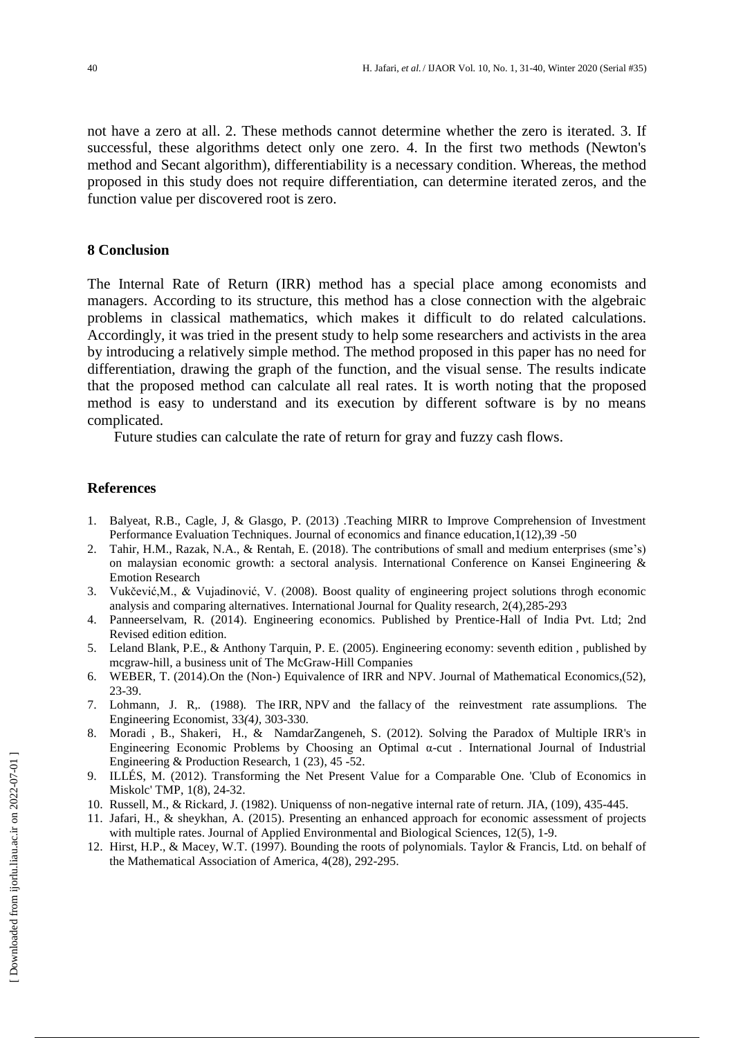not have a zero at all. 2. These methods cannot determine whether the zero is iterated. 3. If successful, these algorithms detect only one zero. 4. In the first two methods (Newton's method and Secant algorithm), differentiability is a necessary condition. Whereas, the method proposed in this study does not require differentiation, can determine iterated zeros, and the function value per discovered root is zero.

## 8 Conclusion

The Internal Rate of Return (IRR) method has a special place among economists and managers. According to its structure, this method has a close connection with the algebraic problems in classical mathematics, which makes it difficult to do related calculations. Accordingly, it was tried in the present study to help some researchers and activists in the area by introducing a relatively simple method. The method proposed in this paper has no need for differentiation, drawing the graph of the function, and the visual sense. The results indicate that the proposed method can calculate all real rates. It is worth noting that the proposed method is easy to understand and its execution by different software is by no means complicated.

Future studies can calculate the rate of return for gray and fuzzy cash flows.

## References

1. Balyeat, R.B., Cagle, J, & Glasgo, P. (2013) .Teaching MIRR to Improve Comprehension of Investment Performance Evaluation Techniques. Journal of economics and finance education,1(12),39 -50
2. Tahir, H.M., Razak, N.A., & Rentah, E. (2018). The contributions of small and medium enterprises (sme's) on malaysian economic growth: a sectoral analysis. International Conference on Kansei Engineering & Emotion Research
3. Vukčević,M., & Vujadinović, V. (2008). Boost quality of engineering project solutions throgh economic analysis and comparing alternatives. International Journal for Quality research, 2(4),285-293
4. Panneerselvam, R. (2014). Engineering economics. Published by Prentice-Hall of India Pvt. Ltd; 2nd Revised edition edition.
5. Leland Blank, P.E., & Anthony Tarquin, P. E. (2005). Engineering economy: seventh edition , published by mcgraw-hill, a business unit of The McGraw-Hill Companies
6. WEBER, T. (2014).On the (Non-) Equivalence of IRR and NPV. Journal of Mathematical Economics,(52), 23-39.
7. Lohmann, J. R,. (1988). The IRR, NPV and the fallacy of the reinvestment rate assumplions. The Engineering Economist, 33*(4)*, 303-330.
8. Moradi , B., Shakeri, H., & NamdarZangeneh, S. (2012). Solving the Paradox of Multiple IRR's in Engineering Economic Problems by Choosing an Optimal α-cut . International Journal of Industrial Engineering & Production Research, 1 (23), 45 -52.
9. ILLÉS, M. (2012). Transforming the Net Present Value for a Comparable One. 'Club of Economics in Miskolc' TMP, 1(8), 24-32.
10. Russell, M., & Rickard, J. (1982). Uniquenss of non-negative internal rate of return. JIA, (109), 435-445.
11. Jafari, H., & sheykhan, A. (2015). Presenting an enhanced approach for economic assessment of projects with multiple rates. Journal of Applied Environmental and Biological Sciences, 12(5), 1-9.
12. Hirst, H.P., & Macey, W.T. (1997). Bounding the roots of polynomials. Taylor & Francis, Ltd. on behalf of the Mathematical Association of America, 4(28), 292-295.